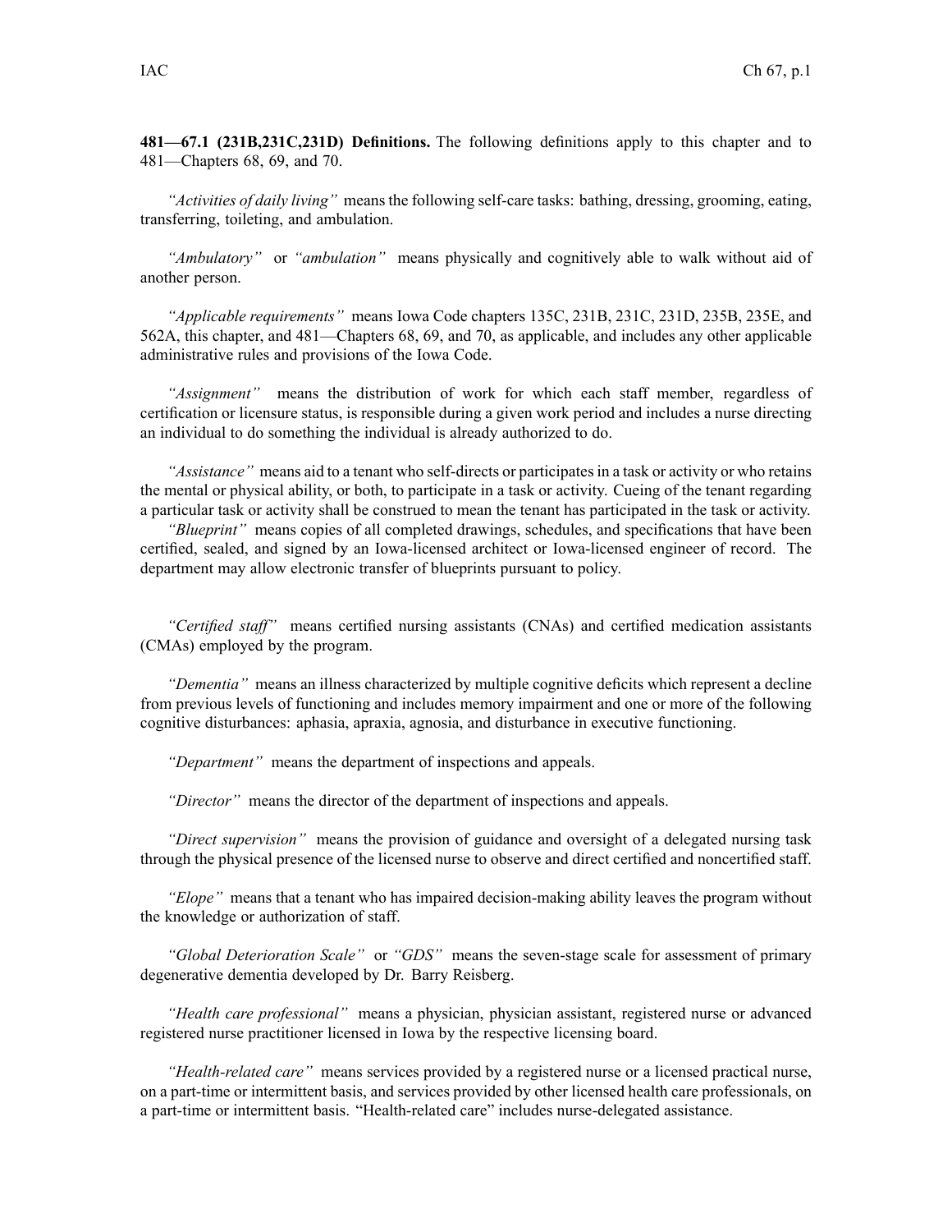**481—67.1 (231B,231C,231D) Definitions.** The following definitions apply to this chapter and to 481—Chapters 68, 69, and 70.

*"Activities of daily living"* means the following self-care tasks: bathing, dressing, grooming, eating, transferring, toileting, and ambulation.

*"Ambulatory"* or *"ambulation"* means physically and cognitively able to walk without aid of another person.

*"Applicable requirements"* means Iowa Code chapters 135C, 231B, 231C, 231D, 235B, 235E, and 562A, this chapter, and 481—Chapters 68, 69, and 70, as applicable, and includes any other applicable administrative rules and provisions of the Iowa Code.

*"Assignment"* means the distribution of work for which each staff member, regardless of certification or licensure status, is responsible during a given work period and includes a nurse directing an individual to do something the individual is already authorized to do.

*"Assistance"* means aid to a tenant who self-directs or participates in a task or activity or who retains the mental or physical ability, or both, to participate in a task or activity. Cueing of the tenant regarding a particular task or activity shall be construed to mean the tenant has participated in the task or activity.

*"Blueprint"* means copies of all completed drawings, schedules, and specifications that have been certified, sealed, and signed by an Iowa-licensed architect or Iowa-licensed engineer of record. The department may allow electronic transfer of blueprints pursuant to policy.

*"Certified staff"* means certified nursing assistants (CNAs) and certified medication assistants (CMAs) employed by the program.

*"Dementia"* means an illness characterized by multiple cognitive deficits which represent a decline from previous levels of functioning and includes memory impairment and one or more of the following cognitive disturbances: aphasia, apraxia, agnosia, and disturbance in executive functioning.

*"Department"* means the department of inspections and appeals.

*"Director"* means the director of the department of inspections and appeals.

*"Direct supervision"* means the provision of guidance and oversight of a delegated nursing task through the physical presence of the licensed nurse to observe and direct certified and noncertified staff.

*"Elope"* means that a tenant who has impaired decision-making ability leaves the program without the knowledge or authorization of staff.

*"Global Deterioration Scale"* or *"GDS"* means the seven-stage scale for assessment of primary degenerative dementia developed by Dr. Barry Reisberg.

*"Health care professional"* means a physician, physician assistant, registered nurse or advanced registered nurse practitioner licensed in Iowa by the respective licensing board.

*"Health-related care"* means services provided by a registered nurse or a licensed practical nurse, on a part-time or intermittent basis, and services provided by other licensed health care professionals, on a part-time or intermittent basis. "Health-related care" includes nurse-delegated assistance.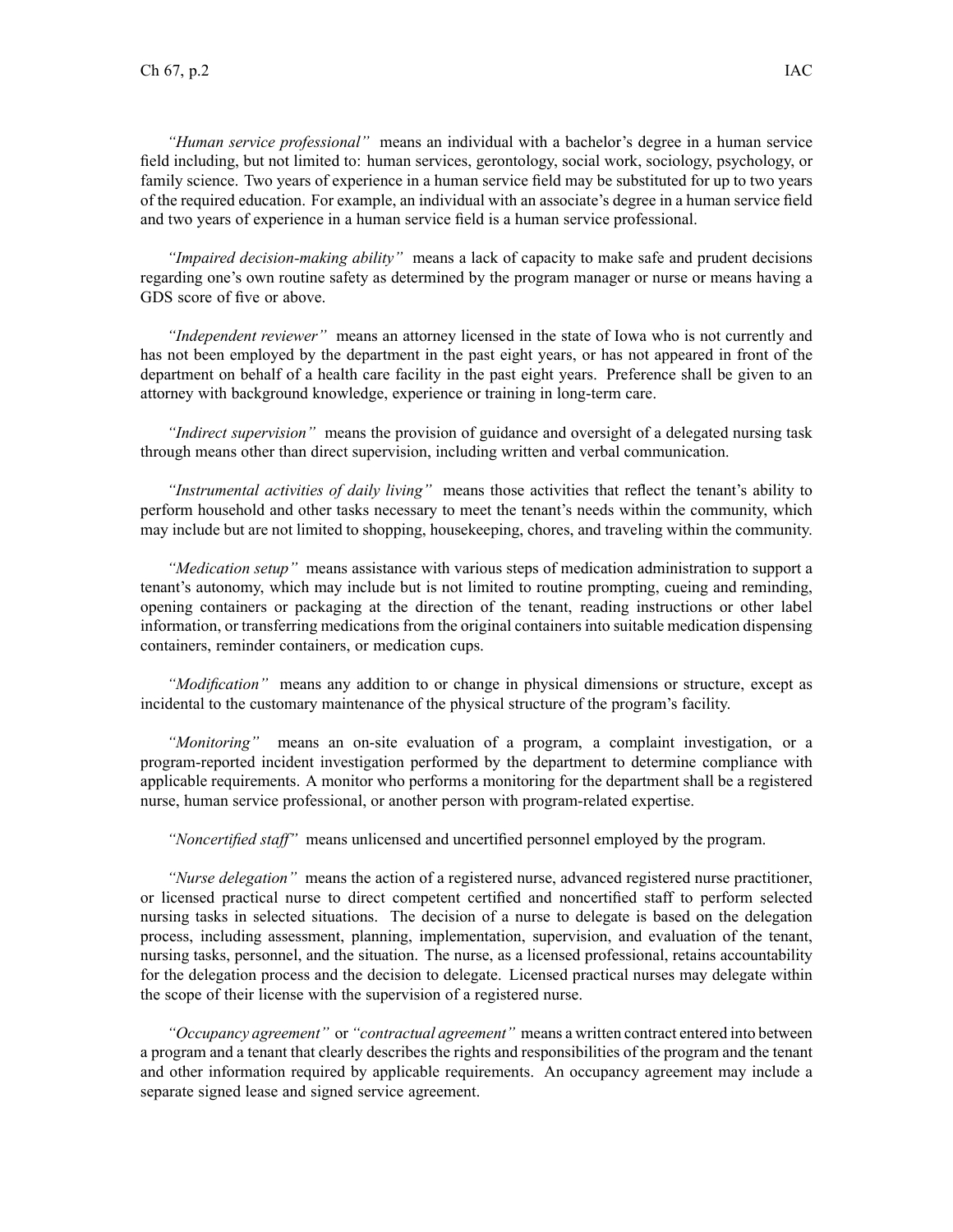*"Human service professional"* means an individual with a bachelor's degree in a human service field including, but not limited to: human services, gerontology, social work, sociology, psychology, or family science. Two years of experience in a human service field may be substituted for up to two years of the required education. For example, an individual with an associate's degree in a human service field and two years of experience in a human service field is a human service professional.

*"Impaired decision-making ability"* means a lack of capacity to make safe and prudent decisions regarding one's own routine safety as determined by the program manager or nurse or means having a GDS score of five or above.

*"Independent reviewer"* means an attorney licensed in the state of Iowa who is not currently and has not been employed by the department in the past eight years, or has not appeared in front of the department on behalf of a health care facility in the past eight years. Preference shall be given to an attorney with background knowledge, experience or training in long-term care.

*"Indirect supervision"* means the provision of guidance and oversight of a delegated nursing task through means other than direct supervision, including written and verbal communication.

*"Instrumental activities of daily living"* means those activities that reflect the tenant's ability to perform household and other tasks necessary to meet the tenant's needs within the community, which may include but are not limited to shopping, housekeeping, chores, and traveling within the community.

*"Medication setup"* means assistance with various steps of medication administration to support a tenant's autonomy, which may include but is not limited to routine prompting, cueing and reminding, opening containers or packaging at the direction of the tenant, reading instructions or other label information, or transferring medications from the original containers into suitable medication dispensing containers, reminder containers, or medication cups.

*"Modification"* means any addition to or change in physical dimensions or structure, except as incidental to the customary maintenance of the physical structure of the program's facility.

*"Monitoring"* means an on-site evaluation of a program, a complaint investigation, or a program-reported incident investigation performed by the department to determine compliance with applicable requirements. A monitor who performs a monitoring for the department shall be a registered nurse, human service professional, or another person with program-related expertise.

*"Noncertified staff"* means unlicensed and uncertified personnel employed by the program.

*"Nurse delegation"* means the action of a registered nurse, advanced registered nurse practitioner, or licensed practical nurse to direct competent certified and noncertified staff to perform selected nursing tasks in selected situations. The decision of a nurse to delegate is based on the delegation process, including assessment, planning, implementation, supervision, and evaluation of the tenant, nursing tasks, personnel, and the situation. The nurse, as a licensed professional, retains accountability for the delegation process and the decision to delegate. Licensed practical nurses may delegate within the scope of their license with the supervision of a registered nurse.

*"Occupancy agreement"* or *"contractual agreement"* means a written contract entered into between a program and a tenant that clearly describes the rights and responsibilities of the program and the tenant and other information required by applicable requirements. An occupancy agreement may include a separate signed lease and signed service agreement.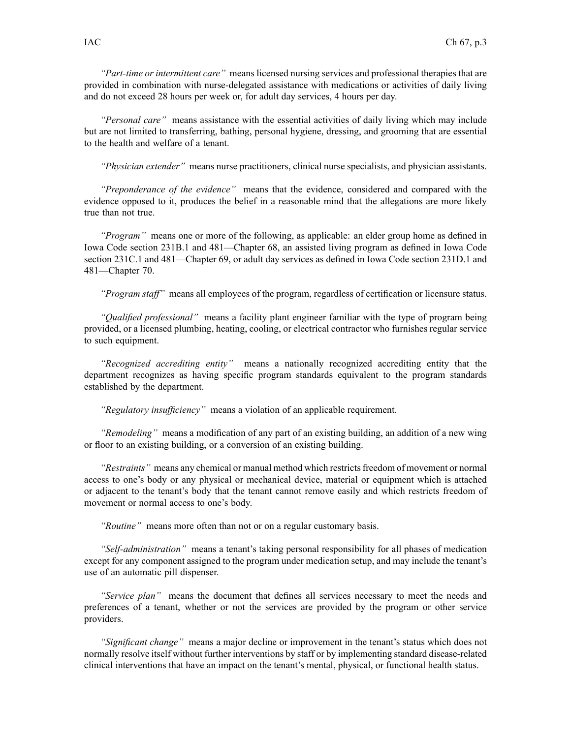*"Part-time or intermittent care"* means licensed nursing services and professional therapies that are provided in combination with nurse-delegated assistance with medications or activities of daily living and do not exceed 28 hours per week or, for adult day services, 4 hours per day.

*"Personal care"* means assistance with the essential activities of daily living which may include but are not limited to transferring, bathing, personal hygiene, dressing, and grooming that are essential to the health and welfare of a tenant.

*"Physician extender"* means nurse practitioners, clinical nurse specialists, and physician assistants.

*"Preponderance of the evidence"* means that the evidence, considered and compared with the evidence opposed to it, produces the belief in a reasonable mind that the allegations are more likely true than not true.

*"Program"* means one or more of the following, as applicable: an elder group home as defined in Iowa Code section 231B.1 and 481—Chapter 68, an assisted living program as defined in Iowa Code section 231C.1 and 481—Chapter 69, or adult day services as defined in Iowa Code section 231D.1 and 481—Chapter 70.

*"Program staff"* means all employees of the program, regardless of certification or licensure status.

*"Qualified professional"* means a facility plant engineer familiar with the type of program being provided, or a licensed plumbing, heating, cooling, or electrical contractor who furnishes regular service to such equipment.

*"Recognized accrediting entity"* means a nationally recognized accrediting entity that the department recognizes as having specific program standards equivalent to the program standards established by the department.

*"Regulatory insufficiency"* means a violation of an applicable requirement.

*"Remodeling"* means a modification of any part of an existing building, an addition of a new wing or floor to an existing building, or a conversion of an existing building.

*"Restraints"* means any chemical or manual method which restricts freedom of movement or normal access to one's body or any physical or mechanical device, material or equipment which is attached or adjacent to the tenant's body that the tenant cannot remove easily and which restricts freedom of movement or normal access to one's body.

*"Routine"* means more often than not or on a regular customary basis.

*"Self-administration"* means a tenant's taking personal responsibility for all phases of medication except for any component assigned to the program under medication setup, and may include the tenant's use of an automatic pill dispenser.

*"Service plan"* means the document that defines all services necessary to meet the needs and preferences of a tenant, whether or not the services are provided by the program or other service providers.

*"Significant change"* means a major decline or improvement in the tenant's status which does not normally resolve itself without further interventions by staff or by implementing standard disease-related clinical interventions that have an impact on the tenant's mental, physical, or functional health status.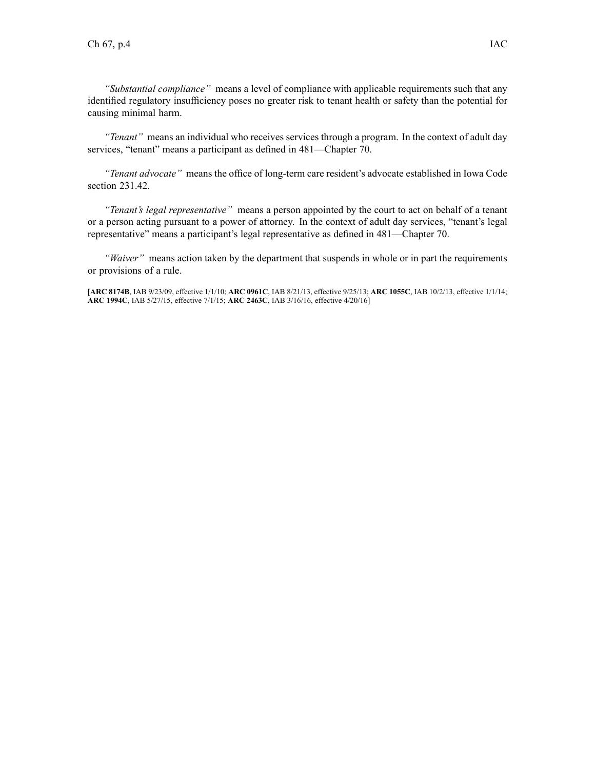*"Substantial compliance"* means a level of compliance with applicable requirements such that any identified regulatory insufficiency poses no greater risk to tenant health or safety than the potential for causing minimal harm.

*"Tenant"* means an individual who receives services through a program. In the context of adult day services, "tenant" means a participant as defined in 481—Chapter 70.

*"Tenant advocate"* means the office of long-term care resident's advocate established in Iowa Code section 231.42.

*"Tenant's legal representative"* means a person appointed by the court to act on behalf of a tenant or a person acting pursuant to a power of attorney. In the context of adult day services, "tenant's legal representative" means a participant's legal representative as defined in 481—Chapter 70.

*"Waiver"* means action taken by the department that suspends in whole or in part the requirements or provisions of a rule.

[**ARC 8174B**, IAB 9/23/09, effective 1/1/10; **ARC 0961C**, IAB 8/21/13, effective 9/25/13; **ARC 1055C**, IAB 10/2/13, effective 1/1/14; **ARC 1994C**, IAB 5/27/15, effective 7/1/15; **ARC 2463C**, IAB 3/16/16, effective 4/20/16]